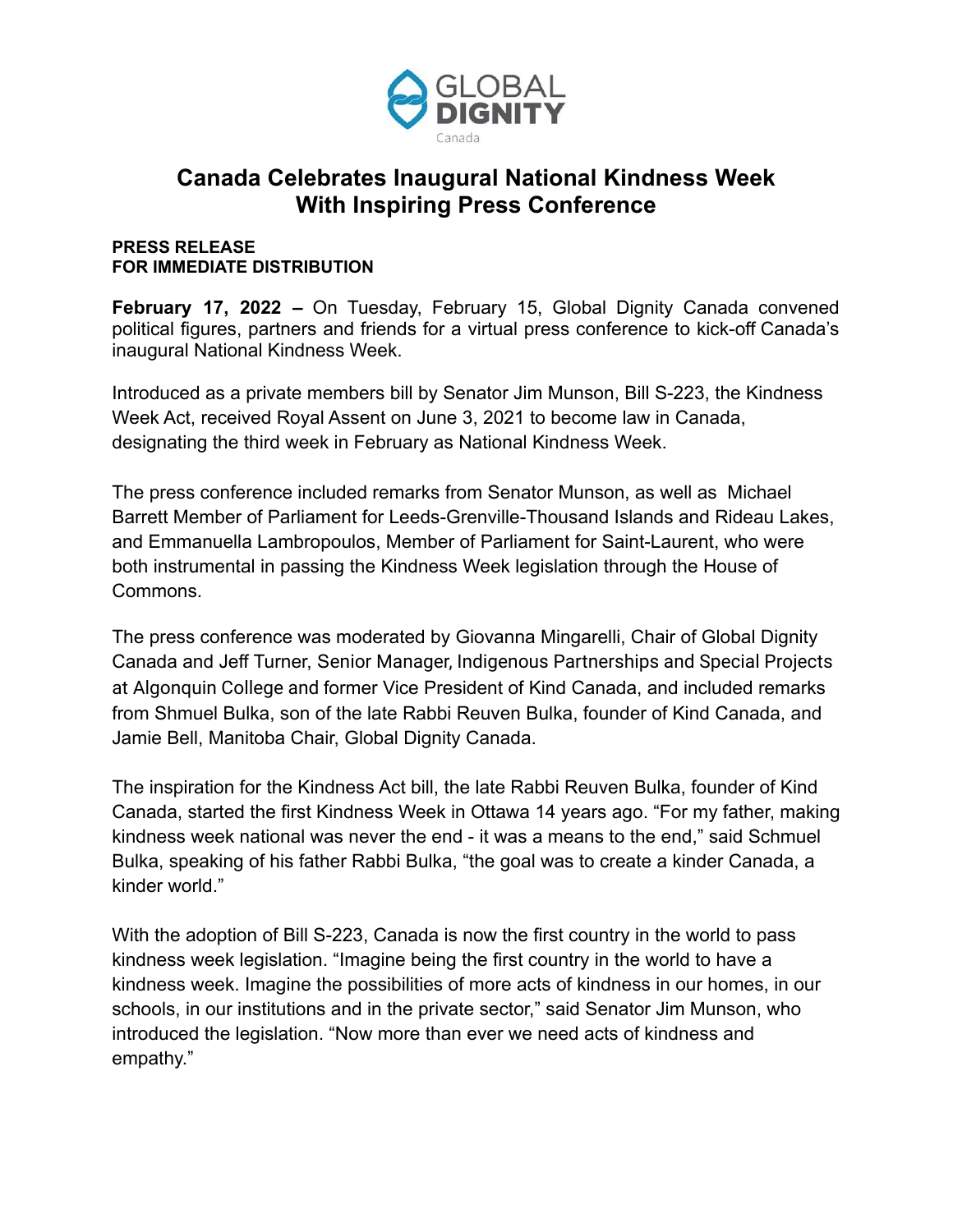GLOBAL DIGNITY

Canada

# Canada Celebrates Inaugural National Kindness Week With Inspiring Press Conference

**PRESS RELEASE**
**FOR IMMEDIATE DISTRIBUTION**

**February 17, 2022 –** On Tuesday, February 15, Global Dignity Canada convened political figures, partners and friends for a virtual press conference to kick-off Canada's inaugural National Kindness Week.

Introduced as a private members bill by Senator Jim Munson, Bill S-223, the Kindness Week Act, received Royal Assent on June 3, 2021 to become law in Canada, designating the third week in February as National Kindness Week.

The press conference included remarks from Senator Munson, as well as Michael Barrett Member of Parliament for Leeds-Grenville-Thousand Islands and Rideau Lakes, and Emmanuella Lambropoulos, Member of Parliament for Saint-Laurent, who were both instrumental in passing the Kindness Week legislation through the House of Commons.

The press conference was moderated by Giovanna Mingarelli, Chair of Global Dignity Canada and Jeff Turner, Senior Manager, Indigenous Partnerships and Special Projects at Algonquin College and former Vice President of Kind Canada, and included remarks from Shmuel Bulka, son of the late Rabbi Reuven Bulka, founder of Kind Canada, and Jamie Bell, Manitoba Chair, Global Dignity Canada.

The inspiration for the Kindness Act bill, the late Rabbi Reuven Bulka, founder of Kind Canada, started the first Kindness Week in Ottawa 14 years ago. "For my father, making kindness week national was never the end - it was a means to the end," said Schmuel Bulka, speaking of his father Rabbi Bulka, "the goal was to create a kinder Canada, a kinder world."

With the adoption of Bill S-223, Canada is now the first country in the world to pass kindness week legislation. "Imagine being the first country in the world to have a kindness week. Imagine the possibilities of more acts of kindness in our homes, in our schools, in our institutions and in the private sector," said Senator Jim Munson, who introduced the legislation. "Now more than ever we need acts of kindness and empathy."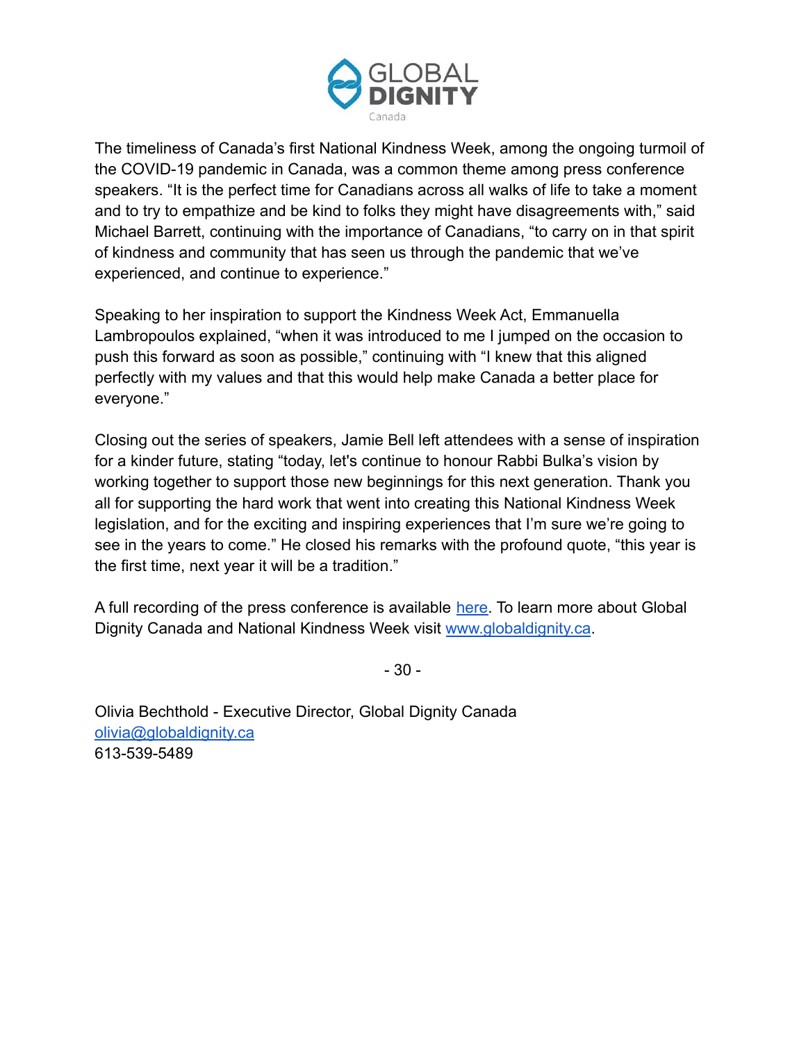The timeliness of Canada's first National Kindness Week, among the ongoing turmoil of the COVID-19 pandemic in Canada, was a common theme among press conference speakers. "It is the perfect time for Canadians across all walks of life to take a moment and to try to empathize and be kind to folks they might have disagreements with," said Michael Barrett, continuing with the importance of Canadians, "to carry on in that spirit of kindness and community that has seen us through the pandemic that we've experienced, and continue to experience."

Speaking to her inspiration to support the Kindness Week Act, Emmanuella Lambropoulos explained, "when it was introduced to me I jumped on the occasion to push this forward as soon as possible," continuing with "I knew that this aligned perfectly with my values and that this would help make Canada a better place for everyone."

Closing out the series of speakers, Jamie Bell left attendees with a sense of inspiration for a kinder future, stating "today, let's continue to honour Rabbi Bulka's vision by working together to support those new beginnings for this next generation. Thank you all for supporting the hard work that went into creating this National Kindness Week legislation, and for the exciting and inspiring experiences that I'm sure we're going to see in the years to come." He closed his remarks with the profound quote, "this year is the first time, next year it will be a tradition."

A full recording of the press conference is available [here](). To learn more about Global Dignity Canada and National Kindness Week visit [www.globaldignity.ca](http://www.globaldignity.ca).

- 30 -

Olivia Bechthold - Executive Director, Global Dignity Canada
[olivia@globaldignity.ca](mailto:olivia@globaldignity.ca)
613-539-5489